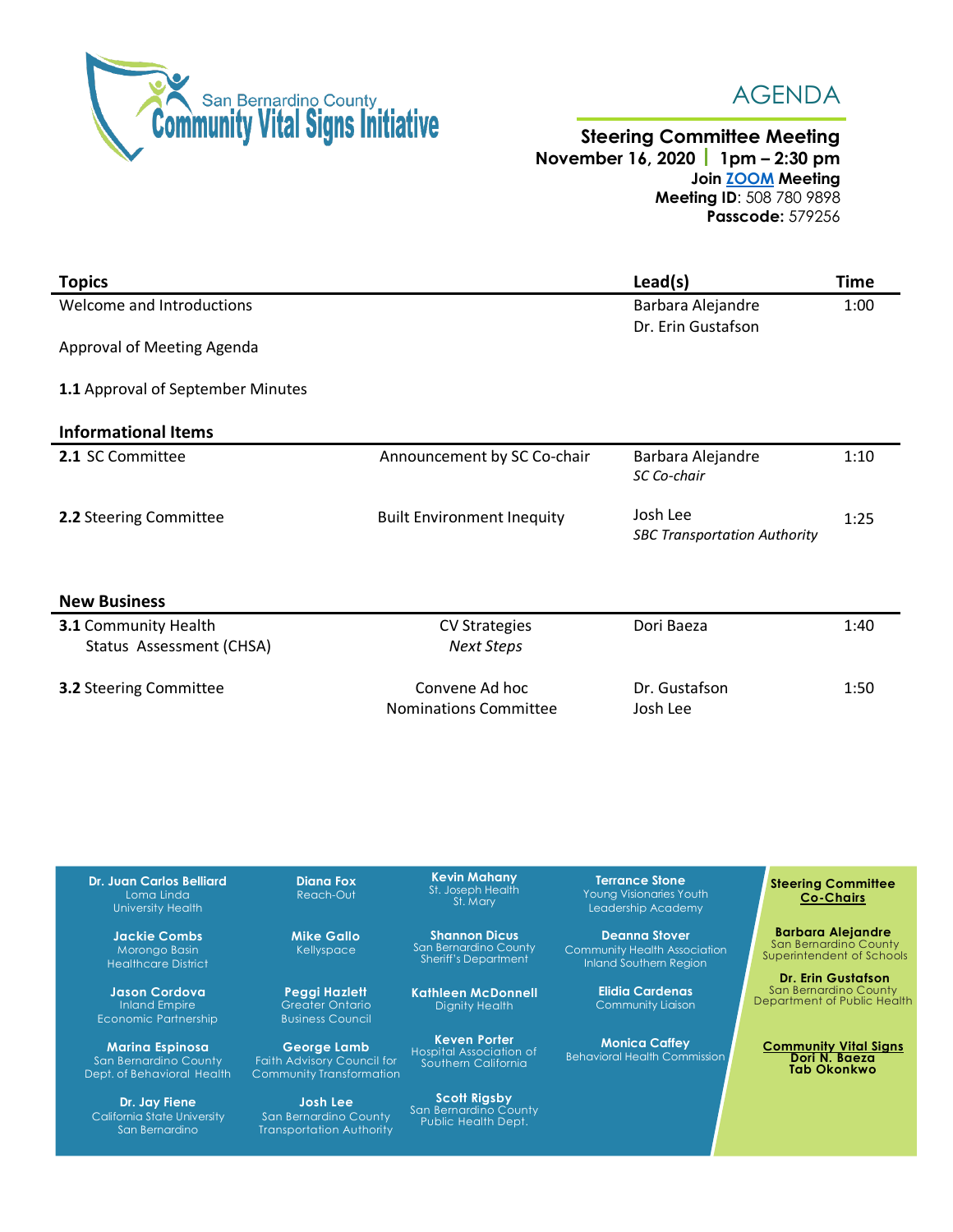San Bernardino County
**Community Vital Signs Initiative**

# AGENDA

**Steering Committee Meeting**
**November 16, 2020 | 1pm – 2:30 pm**
**Join [ZOOM](#) Meeting**
**Meeting ID**: 508 780 9898
**Passcode:** 579256

| **Topics** | | **Lead(s)** | **Time** |
|---|---|---|---|
| Welcome and Introductions | | Barbara Alejandre<br>Dr. Erin Gustafson | 1:00 |
| Approval of Meeting Agenda | | | |
| **1.1** Approval of September Minutes | | | |
| **Informational Items** | | | |
| **2.1** SC Committee | Announcement by SC Co-chair | Barbara Alejandre<br>*SC Co-chair* | 1:10 |
| **2.2** Steering Committee | Built Environment Inequity | Josh Lee<br>*SBC Transportation Authority* | 1:25 |
| **New Business** | | | |
| **3.1** Community Health Status Assessment (CHSA) | CV Strategies<br>*Next Steps* | Dori Baeza | 1:40 |
| **3.2** Steering Committee | Convene Ad hoc Nominations Committee | Dr. Gustafson<br>Josh Lee | 1:50 |

**Dr. Juan Carlos Belliard**
Loma Linda University Health

**Jackie Combs**
Morongo Basin Healthcare District

**Jason Cordova**
Inland Empire Economic Partnership

**Marina Espinosa**
San Bernardino County Dept. of Behavioral Health

**Dr. Jay Fiene**
California State University San Bernardino

**Diana Fox**
Reach-Out

**Mike Gallo**
Kellyspace

**Peggi Hazlett**
Greater Ontario Business Council

**George Lamb**
Faith Advisory Council for Community Transformation

**Josh Lee**
San Bernardino County Transportation Authority

**Kevin Mahany**
St. Joseph Health St. Mary

**Shannon Dicus**
San Bernardino County Sheriff's Department

**Kathleen McDonnell**
Dignity Health

**Keven Porter**
Hospital Association of Southern California

**Scott Rigsby**
San Bernardino County Public Health Dept.

**Terrance Stone**
Young Visionaries Youth Leadership Academy

**Deanna Stover**
Community Health Association Inland Southern Region

**Elidia Cardenas**
Community Liaison

**Monica Caffey**
Behavioral Health Commission

**Steering Committee Co-Chairs**

**Barbara Alejandre**
San Bernardino County Superintendent of Schools

**Dr. Erin Gustafson**
San Bernardino County Department of Public Health

**Community Vital Signs**
**Dori N. Baeza**
**Tab Okonkwo**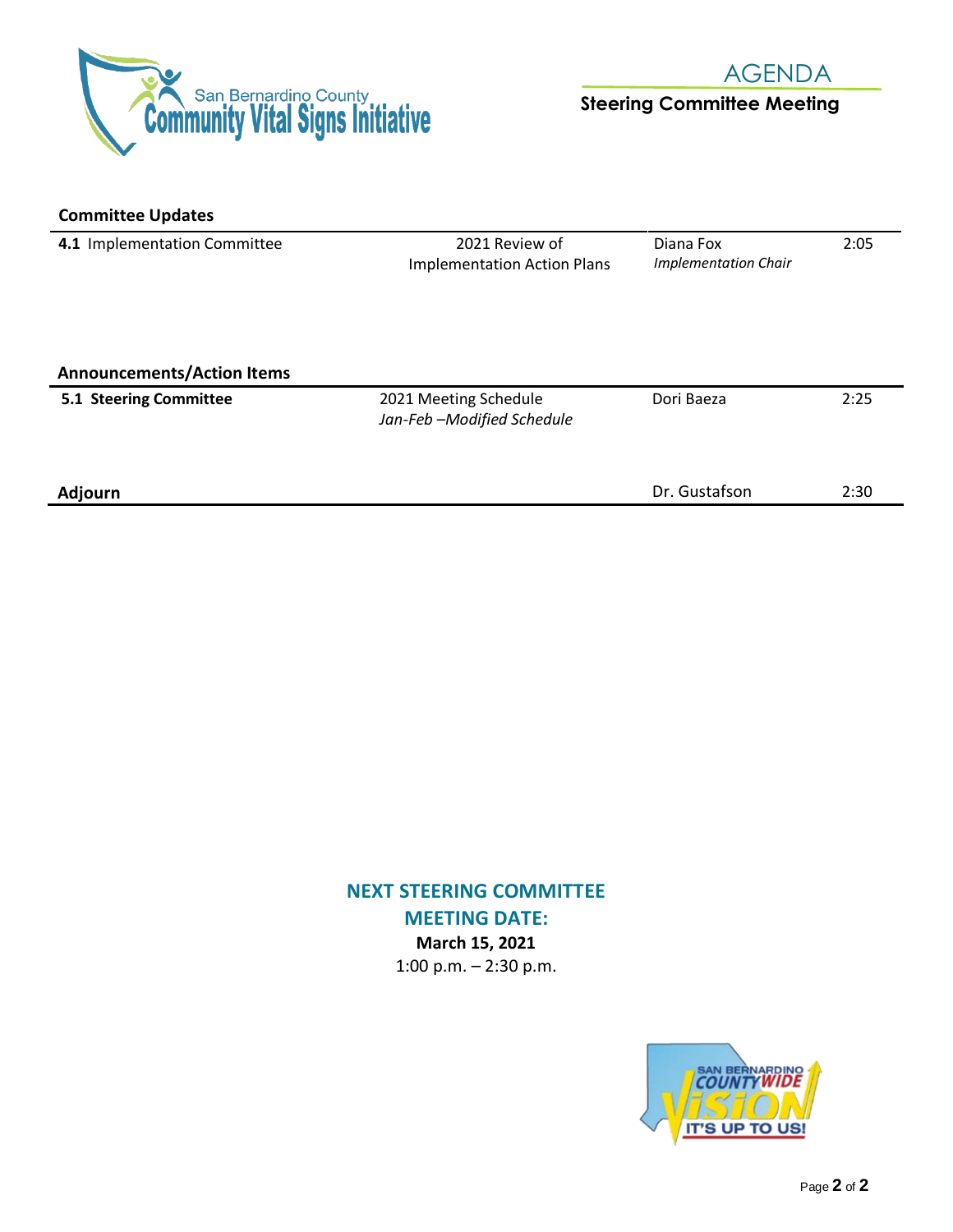AGENDA

**Steering Committee Meeting**

**Committee Updates**

| | | | |
|---|---|---|---|
| **4.1** Implementation Committee | 2021 Review of Implementation Action Plans | Diana Fox *Implementation Chair* | 2:05 |

**Announcements/Action Items**

| | | | |
|---|---|---|---|
| **5.1 Steering Committee** | 2021 Meeting Schedule *Jan-Feb –Modified Schedule* | Dori Baeza | 2:25 |
| **Adjourn** | | Dr. Gustafson | 2:30 |

**NEXT STEERING COMMITTEE MEETING DATE:**

**March 15, 2021**

1:00 p.m. – 2:30 p.m.